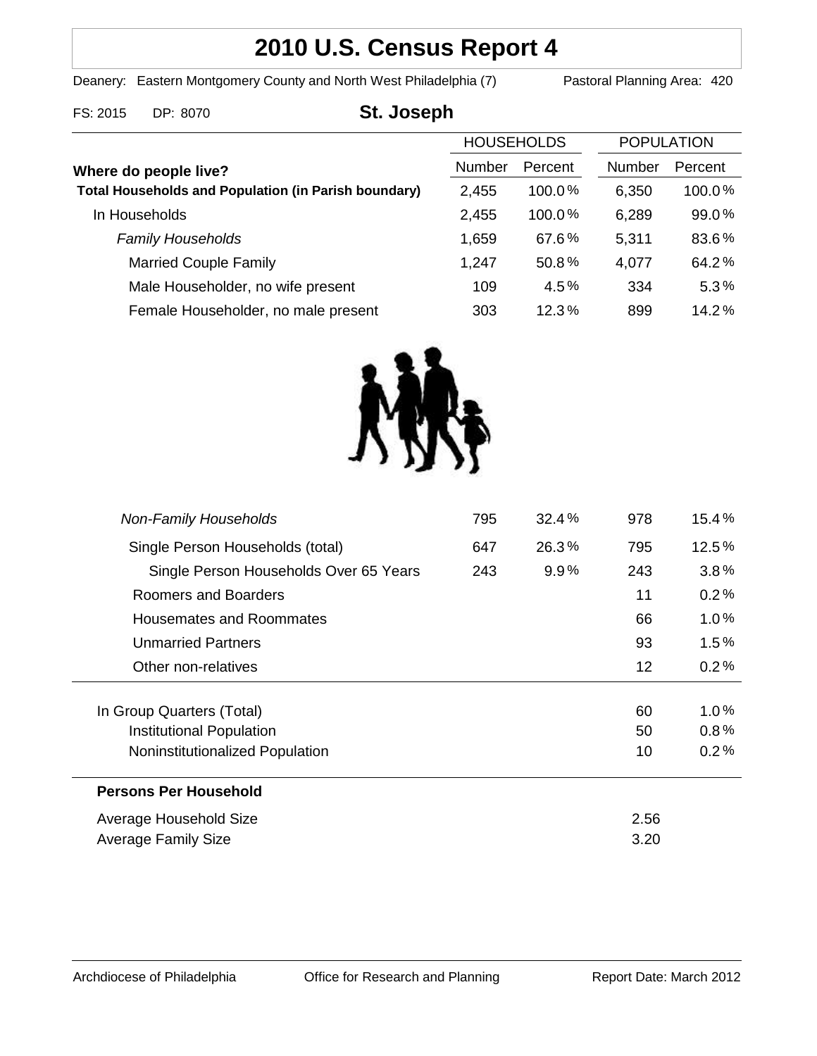# 2010 U.S. Census Report 4

Deanery: Eastern Montgomery County and North West Philadelphia (7)　　Pastoral Planning Area: 420

FS: 2015　DP: 8070

## St. Joseph

| Where do people live? | HOUSEHOLDS Number | HOUSEHOLDS Percent | POPULATION Number | POPULATION Percent |
|---|---|---|---|---|
| **Total Households and Population (in Parish boundary)** | 2,455 | 100.0% | 6,350 | 100.0% |
| In Households | 2,455 | 100.0% | 6,289 | 99.0% |
| *Family Households* | 1,659 | 67.6% | 5,311 | 83.6% |
| Married Couple Family | 1,247 | 50.8% | 4,077 | 64.2% |
| Male Householder, no wife present | 109 | 4.5% | 334 | 5.3% |
| Female Householder, no male present | 303 | 12.3% | 899 | 14.2% |
| *Non-Family Households* | 795 | 32.4% | 978 | 15.4% |
| Single Person Households (total) | 647 | 26.3% | 795 | 12.5% |
| Single Person Households Over 65 Years | 243 | 9.9% | 243 | 3.8% |
| Roomers and Boarders | | | 11 | 0.2% |
| Housemates and Roommates | | | 66 | 1.0% |
| Unmarried Partners | | | 93 | 1.5% |
| Other non-relatives | | | 12 | 0.2% |
| In Group Quarters (Total) | | | 60 | 1.0% |
| Institutional Population | | | 50 | 0.8% |
| Noninstitutionalized Population | | | 10 | 0.2% |

**Persons Per Household**

| | |
|---|---|
| Average Household Size | 2.56 |
| Average Family Size | 3.20 |

Archdiocese of Philadelphia　　Office for Research and Planning　　Report Date: March 2012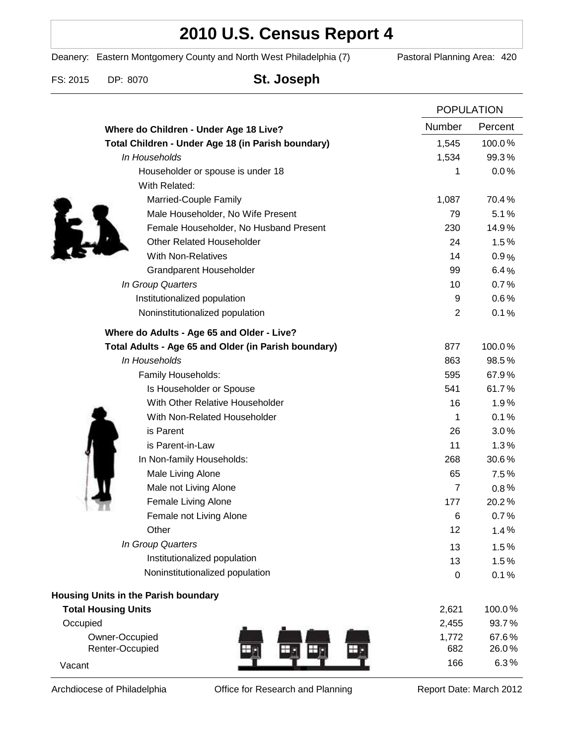# 2010 U.S. Census Report 4

Deanery: Eastern Montgomery County and North West Philadelphia (7) Pastoral Planning Area: 420

FS: 2015 DP: 8070 **St. Joseph**

| | POPULATION | |
|---|---|---|
| **Where do Children - Under Age 18 Live?** | Number | Percent |
| **Total Children - Under Age 18 (in Parish boundary)** | 1,545 | 100.0 % |
| *In Households* | 1,534 | 99.3 % |
| Householder or spouse is under 18 | 1 | 0.0 % |
| With Related: | | |
| Married-Couple Family | 1,087 | 70.4 % |
| Male Householder, No Wife Present | 79 | 5.1 % |
| Female Householder, No Husband Present | 230 | 14.9 % |
| Other Related Householder | 24 | 1.5 % |
| With Non-Relatives | 14 | 0.9 % |
| Grandparent Householder | 99 | 6.4 % |
| *In Group Quarters* | 10 | 0.7 % |
| Institutionalized population | 9 | 0.6 % |
| Noninstitutionalized population | 2 | 0.1 % |
| **Where do Adults - Age 65 and Older - Live?** | | |
| **Total Adults - Age 65 and Older (in Parish boundary)** | 877 | 100.0 % |
| *In Households* | 863 | 98.5 % |
| Family Households: | 595 | 67.9 % |
| Is Householder or Spouse | 541 | 61.7 % |
| With Other Relative Householder | 16 | 1.9 % |
| With Non-Related Householder | 1 | 0.1 % |
| is Parent | 26 | 3.0 % |
| is Parent-in-Law | 11 | 1.3 % |
| In Non-family Households: | 268 | 30.6 % |
| Male Living Alone | 65 | 7.5 % |
| Male not Living Alone | 7 | 0.8 % |
| Female Living Alone | 177 | 20.2 % |
| Female not Living Alone | 6 | 0.7 % |
| Other | 12 | 1.4 % |
| *In Group Quarters* | 13 | 1.5 % |
| Institutionalized population | 13 | 1.5 % |
| Noninstitutionalized population | 0 | 0.1 % |

**Housing Units in the Parish boundary**

| | Number | Percent |
|---|---|---|
| **Total Housing Units** | 2,621 | 100.0 % |
| Occupied | 2,455 | 93.7 % |
| Owner-Occupied | 1,772 | 67.6 % |
| Renter-Occupied | 682 | 26.0 % |
| Vacant | 166 | 6.3 % |

Archdiocese of Philadelphia Office for Research and Planning Report Date: March 2012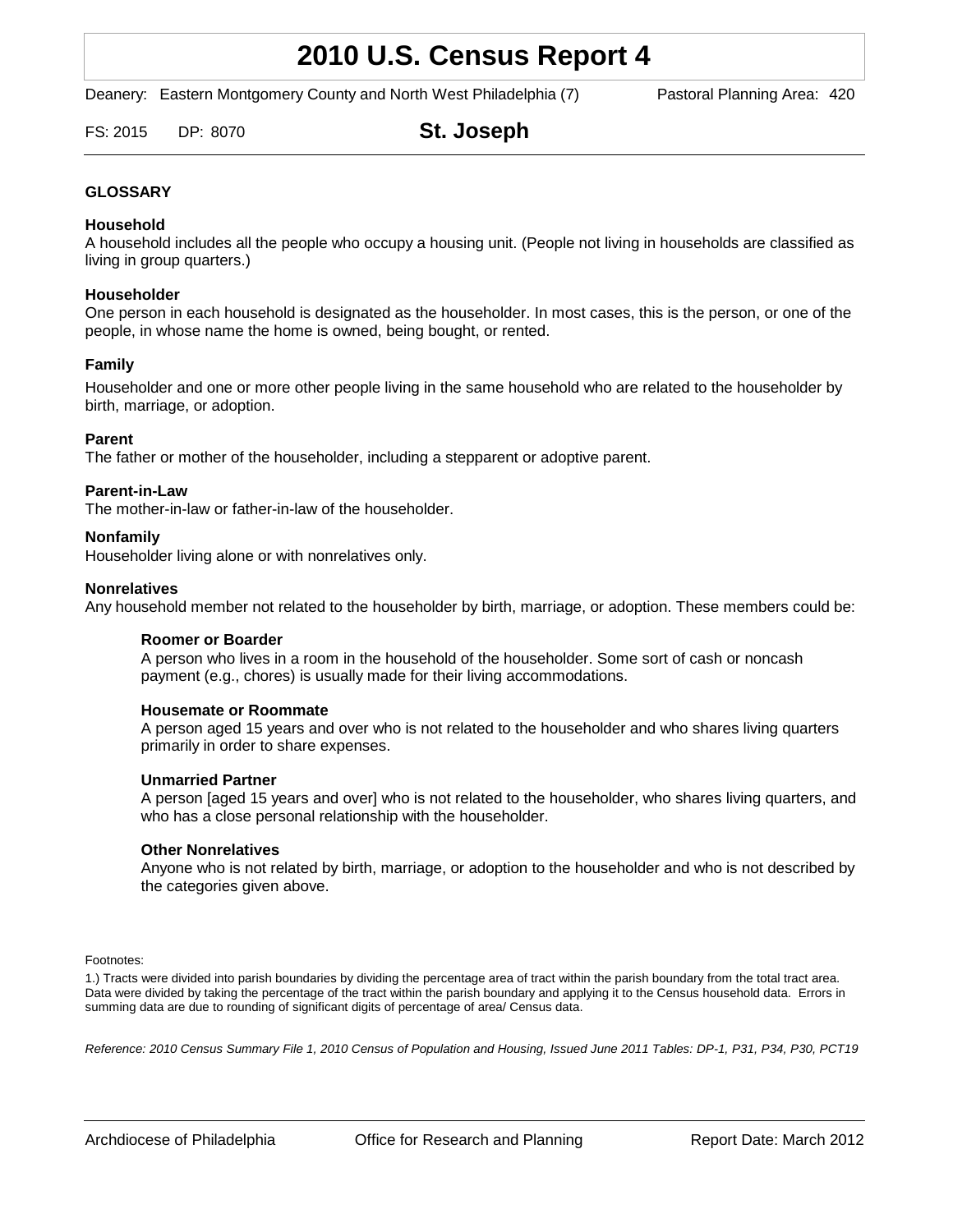# 2010 U.S. Census Report 4

Deanery: Eastern Montgomery County and North West Philadelphia (7) Pastoral Planning Area: 420

FS: 2015 DP: 8070

## St. Joseph

### GLOSSARY

**Household**
A household includes all the people who occupy a housing unit. (People not living in households are classified as living in group quarters.)

**Householder**
One person in each household is designated as the householder. In most cases, this is the person, or one of the people, in whose name the home is owned, being bought, or rented.

**Family**
Householder and one or more other people living in the same household who are related to the householder by birth, marriage, or adoption.

**Parent**
The father or mother of the householder, including a stepparent or adoptive parent.

**Parent-in-Law**
The mother-in-law or father-in-law of the householder.

**Nonfamily**
Householder living alone or with nonrelatives only.

**Nonrelatives**
Any household member not related to the householder by birth, marriage, or adoption. These members could be:

> **Roomer or Boarder**
> A person who lives in a room in the household of the householder. Some sort of cash or noncash payment (e.g., chores) is usually made for their living accommodations.
>
> **Housemate or Roommate**
> A person aged 15 years and over who is not related to the householder and who shares living quarters primarily in order to share expenses.
>
> **Unmarried Partner**
> A person [aged 15 years and over] who is not related to the householder, who shares living quarters, and who has a close personal relationship with the householder.
>
> **Other Nonrelatives**
> Anyone who is not related by birth, marriage, or adoption to the householder and who is not described by the categories given above.

Footnotes:

1.) Tracts were divided into parish boundaries by dividing the percentage area of tract within the parish boundary from the total tract area. Data were divided by taking the percentage of the tract within the parish boundary and applying it to the Census household data. Errors in summing data are due to rounding of significant digits of percentage of area/ Census data.

*Reference: 2010 Census Summary File 1, 2010 Census of Population and Housing, Issued June 2011 Tables: DP-1, P31, P34, P30, PCT19*

Archdiocese of Philadelphia Office for Research and Planning Report Date: March 2012